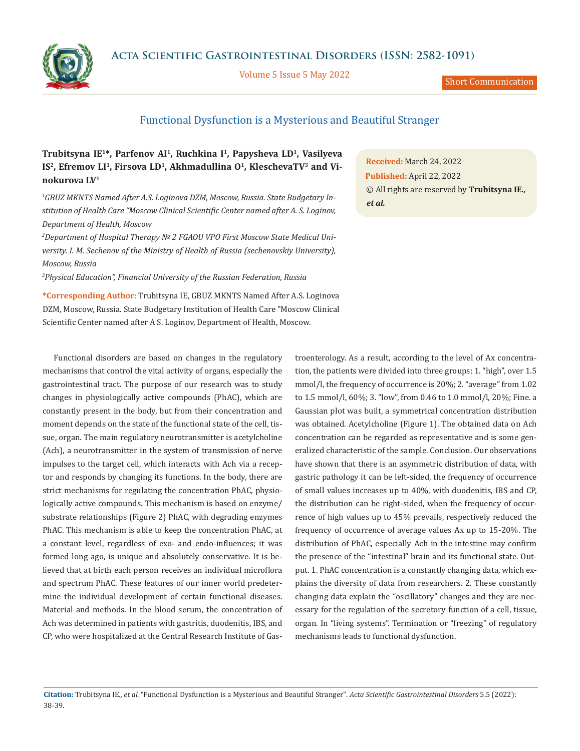Short Communication

# Functional Dysfunction is a Mysterious and Beautiful Stranger

**Trubitsyna IE[1]*, Parfenov AI[1], Ruchkina I[1], Papysheva LD[1], Vasilyeva IS[2], Efremov LI[1], Firsova LD[1], Akhmadullina O[1], KleschevaTV[3] and Vinokurova LV[1]**

*[1]GBUZ MKNTS Named After A.S. Loginova DZM, Moscow, Russia. State Budgetary Institution of Health Care "Moscow Clinical Scientific Center named after A. S. Loginov, Department of Health, Moscow*

*[2]Department of Hospital Therapy № 2 FGAOU VPO First Moscow State Medical University. I. M. Sechenov of the Ministry of Health of Russia (sechenovskiy University), Moscow, Russia*

*[3]Physical Education", Financial University of the Russian Federation, Russia*

**\*Corresponding Author:** Trubitsyna IE, GBUZ MKNTS Named After A.S. Loginova DZM, Moscow, Russia. State Budgetary Institution of Health Care "Moscow Clinical Scientific Center named after A S. Loginov, Department of Health, Moscow.

**Received:** March 24, 2022
**Published:** April 22, 2022
© All rights are reserved by **Trubitsyna IE., *et al.***

Functional disorders are based on changes in the regulatory mechanisms that control the vital activity of organs, especially the gastrointestinal tract. The purpose of our research was to study changes in physiologically active compounds (PhAC), which are constantly present in the body, but from their concentration and moment depends on the state of the functional state of the cell, tissue, organ. The main regulatory neurotransmitter is acetylcholine (Ach), a neurotransmitter in the system of transmission of nerve impulses to the target cell, which interacts with Ach via a receptor and responds by changing its functions. In the body, there are strict mechanisms for regulating the concentration PhAC, physiologically active compounds. This mechanism is based on enzyme/substrate relationships (Figure 2) PhAC, with degrading enzymes PhAC. This mechanism is able to keep the concentration PhAC, at a constant level, regardless of exo- and endo-influences; it was formed long ago, is unique and absolutely conservative. It is believed that at birth each person receives an individual microflora and spectrum PhAC. These features of our inner world predetermine the individual development of certain functional diseases. Material and methods. In the blood serum, the concentration of Ach was determined in patients with gastritis, duodenitis, IBS, and CP, who were hospitalized at the Central Research Institute of Gastroenterology. As a result, according to the level of Ax concentration, the patients were divided into three groups: 1. "high", over 1.5 mmol/l, the frequency of occurrence is 20%; 2. "average" from 1.02 to 1.5 mmol/l, 60%; 3. "low", from 0.46 to 1.0 mmol/l, 20%; Fine. a Gaussian plot was built, a symmetrical concentration distribution was obtained. Acetylcholine (Figure 1). The obtained data on Ach concentration can be regarded as representative and is some generalized characteristic of the sample. Conclusion. Our observations have shown that there is an asymmetric distribution of data, with gastric pathology it can be left-sided, the frequency of occurrence of small values increases up to 40%, with duodenitis, IBS and CP, the distribution can be right-sided, when the frequency of occurrence of high values up to 45% prevails, respectively reduced the frequency of occurrence of average values Ax up to 15-20%. The distribution of PhAC, especially Ach in the intestine may confirm the presence of the "intestinal" brain and its functional state. Output. 1. PhAC concentration is a constantly changing data, which explains the diversity of data from researchers. 2. These constantly changing data explain the "oscillatory" changes and they are necessary for the regulation of the secretory function of a cell, tissue, organ. In "living systems". Termination or "freezing" of regulatory mechanisms leads to functional dysfunction.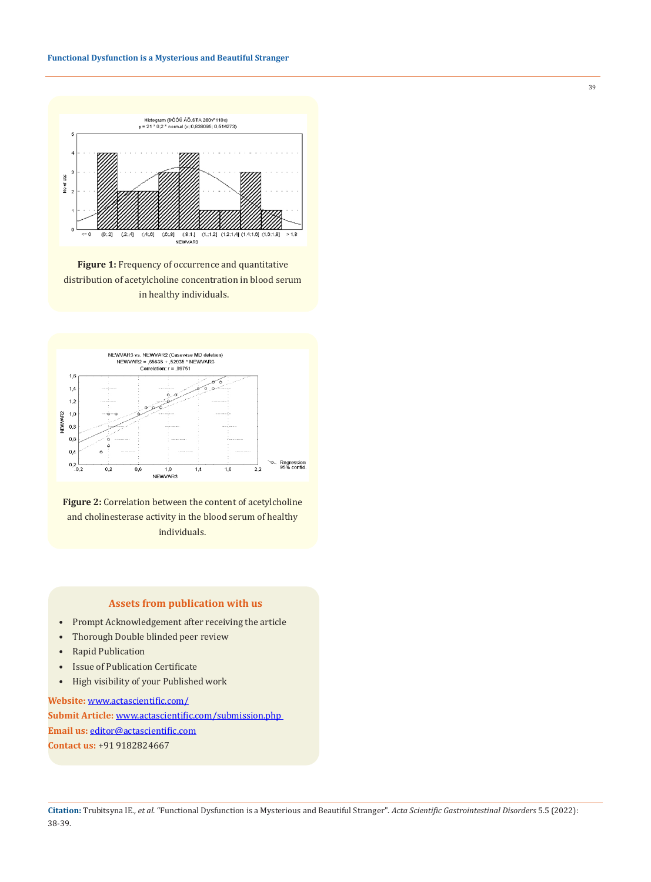Histogram (ÐÕÕ ÂÕ.STA 280v*110c)
y = 21 * 0,2 * normal (x; 0,838095; 0,514273)

No of obs

0 1 2 3 4 5

<= 0 (0;.2] (.2;.4] (.4;.6] (.6;.8] (.8;1.] (1.;1.2] (1.2;1.4] (1.4;1.6] (1.6;1.8] > 1.8

NEWVAR3

**Figure 1:** Frequency of occurrence and quantitative distribution of acetylcholine concentration in blood serum in healthy individuals.

NEWVAR3 vs. NEWVAR2 (Casewise MD deletion)
NEWVAR2 = ,65638 + ,52035 * NEWVAR3
Correlation: r = ,89751

NEWVAR2

0,2 0,4 0,6 0,8 1,0 1,2 1,4 1,6

-0,2 0,2 0,6 1,0 1,4 1,8 2,2

NEWVAR3

Regression
95% confid.

**Figure 2:** Correlation between the content of acetylcholine and cholinesterase activity in the blood serum of healthy individuals.

### Assets from publication with us

- Prompt Acknowledgement after receiving the article
- Thorough Double blinded peer review
- Rapid Publication
- Issue of Publication Certificate
- High visibility of your Published work

**Website:** www.actascientific.com/
**Submit Article:** www.actascientific.com/submission.php
**Email us:** editor@actascientific.com
**Contact us:** +91 9182824667